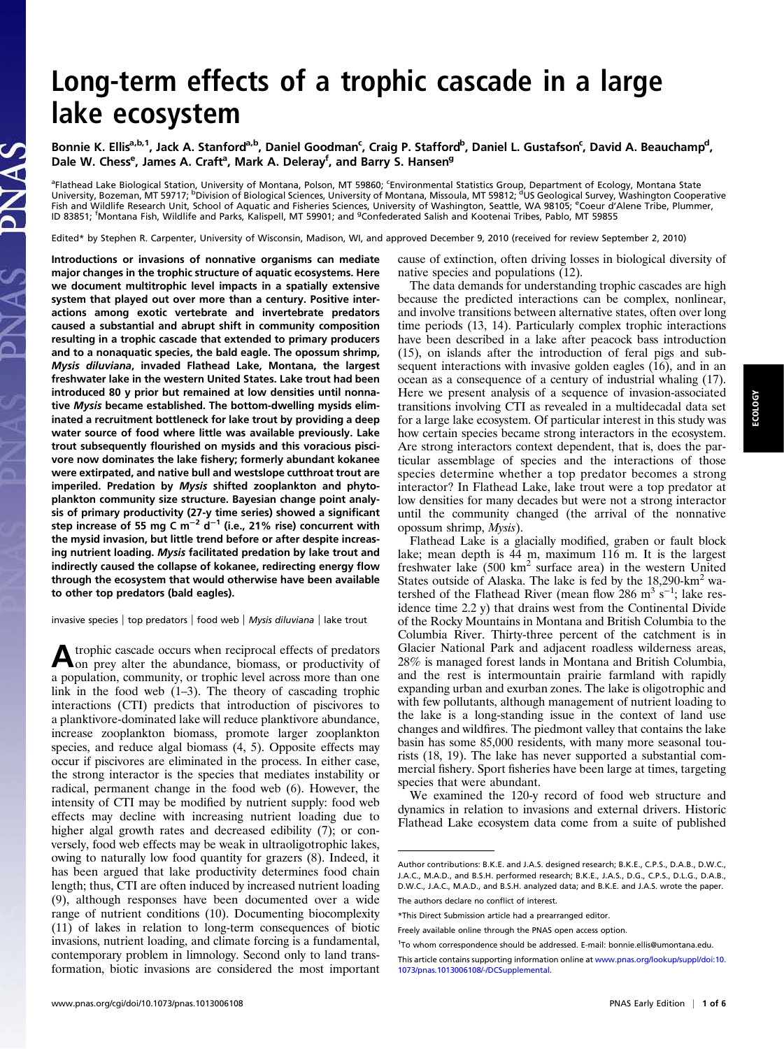# Long-term effects of a trophic cascade in a large lake ecosystem

Bonnie K. Ellis[a,b,1], Jack A. Stanford[a,b], Daniel Goodman[c], Craig P. Stafford[b], Daniel L. Gustafson[c], David A. Beauchamp[d], Dale W. Chess[e], James A. Craft[a], Mark A. Deleray[f], and Barry S. Hansen[g]

[a]Flathead Lake Biological Station, University of Montana, Polson, MT 59860; [c]Environmental Statistics Group, Department of Ecology, Montana State University, Bozeman, MT 59717; [b]Division of Biological Sciences, University of Montana, Missoula, MT 59812; [d]US Geological Survey, Washington Cooperative Fish and Wildlife Research Unit, School of Aquatic and Fisheries Sciences, University of Washington, Seattle, WA 98105; [e]Coeur d'Alene Tribe, Plummer, ID 83851; [f]Montana Fish, Wildlife and Parks, Kalispell, MT 59901; and [g]Confederated Salish and Kootenai Tribes, Pablo, MT 59855

Edited* by Stephen R. Carpenter, University of Wisconsin, Madison, WI, and approved December 9, 2010 (received for review September 2, 2010)

**Introductions or invasions of nonnative organisms can mediate major changes in the trophic structure of aquatic ecosystems. Here we document multitrophic level impacts in a spatially extensive system that played out over more than a century. Positive interactions among exotic vertebrate and invertebrate predators caused a substantial and abrupt shift in community composition resulting in a trophic cascade that extended to primary producers and to a nonaquatic species, the bald eagle. The opossum shrimp, *Mysis diluviana*, invaded Flathead Lake, Montana, the largest freshwater lake in the western United States. Lake trout had been introduced 80 y prior but remained at low densities until nonnative *Mysis* became established. The bottom-dwelling mysids eliminated a recruitment bottleneck for lake trout by providing a deep water source of food where little was available previously. Lake trout subsequently flourished on mysids and this voracious piscivore now dominates the lake fishery; formerly abundant kokanee were extirpated, and native bull and westslope cutthroat trout are imperiled. Predation by *Mysis* shifted zooplankton and phytoplankton community size structure. Bayesian change point analysis of primary productivity (27-y time series) showed a significant step increase of 55 mg C m$^{-2}$ d$^{-1}$ (i.e., 21% rise) concurrent with the mysid invasion, but little trend before or after despite increasing nutrient loading. *Mysis* facilitated predation by lake trout and indirectly caused the collapse of kokanee, redirecting energy flow through the ecosystem that would otherwise have been available to other top predators (bald eagles).**

invasive species | top predators | food web | *Mysis diluviana* | lake trout

A trophic cascade occurs when reciprocal effects of predators on prey alter the abundance, biomass, or productivity of a population, community, or trophic level across more than one link in the food web (1–3). The theory of cascading trophic interactions (CTI) predicts that introduction of piscivores to a planktivore-dominated lake will reduce planktivore abundance, increase zooplankton biomass, promote larger zooplankton species, and reduce algal biomass (4, 5). Opposite effects may occur if piscivores are eliminated in the process. In either case, the strong interactor is the species that mediates instability or radical, permanent change in the food web (6). However, the intensity of CTI may be modified by nutrient supply: food web effects may decline with increasing nutrient loading due to higher algal growth rates and decreased edibility (7); or conversely, food web effects may be weak in ultraoligotrophic lakes, owing to naturally low food quantity for grazers (8). Indeed, it has been argued that lake productivity determines food chain length; thus, CTI are often induced by increased nutrient loading (9), although responses have been documented over a wide range of nutrient conditions (10). Documenting biocomplexity (11) of lakes in relation to long-term consequences of biotic invasions, nutrient loading, and climate forcing is a fundamental, contemporary problem in limnology. Second only to land transformation, biotic invasions are considered the most important cause of extinction, often driving losses in biological diversity of native species and populations (12).

The data demands for understanding trophic cascades are high because the predicted interactions can be complex, nonlinear, and involve transitions between alternative states, often over long time periods (13, 14). Particularly complex trophic interactions have been described in a lake after peacock bass introduction (15), on islands after the introduction of feral pigs and subsequent interactions with invasive golden eagles (16), and in an ocean as a consequence of a century of industrial whaling (17). Here we present analysis of a sequence of invasion-associated transitions involving CTI as revealed in a multidecadal data set for a large lake ecosystem. Of particular interest in this study was how certain species became strong interactors in the ecosystem. Are strong interactors context dependent, that is, does the particular assemblage of species and the interactions of those species determine whether a top predator becomes a strong interactor? In Flathead Lake, lake trout were a top predator at low densities for many decades but were not a strong interactor until the community changed (the arrival of the nonnative opossum shrimp, *Mysis*).

Flathead Lake is a glacially modified, graben or fault block lake; mean depth is 44 m, maximum 116 m. It is the largest freshwater lake (500 km$^2$ surface area) in the western United States outside of Alaska. The lake is fed by the 18,290-km$^2$ watershed of the Flathead River (mean flow 286 m$^3$ s$^{-1}$; lake residence time 2.2 y) that drains west from the Continental Divide of the Rocky Mountains in Montana and British Columbia to the Columbia River. Thirty-three percent of the catchment is in Glacier National Park and adjacent roadless wilderness areas, 28% is managed forest lands in Montana and British Columbia, and the rest is intermountain prairie farmland with rapidly expanding urban and exurban zones. The lake is oligotrophic and with few pollutants, although management of nutrient loading to the lake is a long-standing issue in the context of land use changes and wildfires. The piedmont valley that contains the lake basin has some 85,000 residents, with many more seasonal tourists (18, 19). The lake has never supported a substantial commercial fishery. Sport fisheries have been large at times, targeting species that were abundant.

We examined the 120-y record of food web structure and dynamics in relation to invasions and external drivers. Historic Flathead Lake ecosystem data come from a suite of published

---

Author contributions: B.K.E. and J.A.S. designed research; B.K.E., C.P.S., D.A.B., D.W.C., J.A.C., M.A.D., and B.S.H. performed research; B.K.E., J.A.S., D.G., C.P.S., D.L.G., D.A.B., D.W.C., J.A.C., M.A.D., and B.S.H. analyzed data; and B.K.E. and J.A.S. wrote the paper.

The authors declare no conflict of interest.

*This Direct Submission article had a prearranged editor.

Freely available online through the PNAS open access option.

[1]To whom correspondence should be addressed. E-mail: bonnie.ellis@umontana.edu.

This article contains supporting information online at www.pnas.org/lookup/suppl/doi:10.1073/pnas.1013006108/-/DCSupplemental.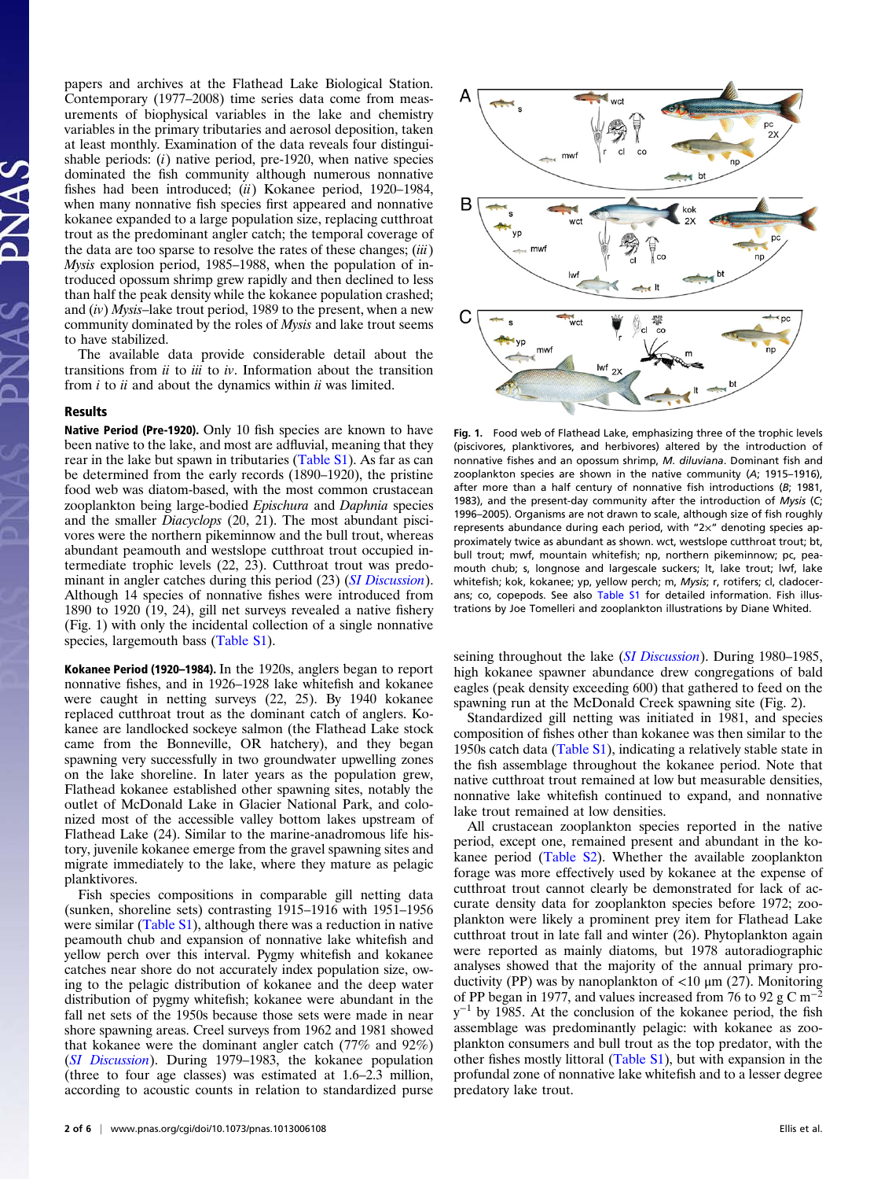papers and archives at the Flathead Lake Biological Station. Contemporary (1977–2008) time series data come from measurements of biophysical variables in the lake and chemistry variables in the primary tributaries and aerosol deposition, taken at least monthly. Examination of the data reveals four distinguishable periods: (*i*) native period, pre-1920, when native species dominated the fish community although numerous nonnative fishes had been introduced; (*ii*) Kokanee period, 1920–1984, when many nonnative fish species first appeared and nonnative kokanee expanded to a large population size, replacing cutthroat trout as the predominant angler catch; the temporal coverage of the data are too sparse to resolve the rates of these changes; (*iii*) *Mysis* explosion period, 1985–1988, when the population of introduced opossum shrimp grew rapidly and then declined to less than half the peak density while the kokanee population crashed; and (*iv*) *Mysis*–lake trout period, 1989 to the present, when a new community dominated by the roles of *Mysis* and lake trout seems to have stabilized.

The available data provide considerable detail about the transitions from *ii* to *iii* to *iv*. Information about the transition from *i* to *ii* and about the dynamics within *ii* was limited.

## Results

**Native Period (Pre-1920).** Only 10 fish species are known to have been native to the lake, and most are adfluvial, meaning that they rear in the lake but spawn in tributaries (Table S1). As far as can be determined from the early records (1890–1920), the pristine food web was diatom-based, with the most common crustacean zooplankton being large-bodied *Epischura* and *Daphnia* species and the smaller *Diacyclops* (20, 21). The most abundant piscivores were the northern pikeminnow and the bull trout, whereas abundant peamouth and westslope cutthroat trout occupied intermediate trophic levels (22, 23). Cutthroat trout was predominant in angler catches during this period (23) (*SI Discussion*). Although 14 species of nonnative fishes were introduced from 1890 to 1920 (19, 24), gill net surveys revealed a native fishery (Fig. 1) with only the incidental collection of a single nonnative species, largemouth bass (Table S1).

**Kokanee Period (1920–1984).** In the 1920s, anglers began to report nonnative fishes, and in 1926–1928 lake whitefish and kokanee were caught in netting surveys (22, 25). By 1940 kokanee replaced cutthroat trout as the dominant catch of anglers. Kokanee are landlocked sockeye salmon (the Flathead Lake stock came from the Bonneville, OR hatchery), and they began spawning very successfully in two groundwater upwelling zones on the lake shoreline. In later years as the population grew, Flathead kokanee established other spawning sites, notably the outlet of McDonald Lake in Glacier National Park, and colonized most of the accessible valley bottom lakes upstream of Flathead Lake (24). Similar to the marine-anadromous life history, juvenile kokanee emerge from the gravel spawning sites and migrate immediately to the lake, where they mature as pelagic planktivores.

Fish species compositions in comparable gill netting data (sunken, shoreline sets) contrasting 1915–1916 with 1951–1956 were similar (Table S1), although there was a reduction in native peamouth chub and expansion of nonnative lake whitefish and yellow perch over this interval. Pygmy whitefish and kokanee catches near shore do not accurately index population size, owing to the pelagic distribution of kokanee and the deep water distribution of pygmy whitefish; kokanee were abundant in the fall net sets of the 1950s because those sets were made in near shore spawning areas. Creel surveys from 1962 and 1981 showed that kokanee were the dominant angler catch (77% and 92%) (*SI Discussion*). During 1979–1983, the kokanee population (three to four age classes) was estimated at 1.6–2.3 million, according to acoustic counts in relation to standardized purse seining throughout the lake (*SI Discussion*). During 1980–1985, high kokanee spawner abundance drew congregations of bald eagles (peak density exceeding 600) that gathered to feed on the spawning run at the McDonald Creek spawning site (Fig. 2).

Standardized gill netting was initiated in 1981, and species composition of fishes other than kokanee was then similar to the 1950s catch data (Table S1), indicating a relatively stable state in the fish assemblage throughout the kokanee period. Note that native cutthroat trout remained at low but measurable densities, nonnative lake whitefish continued to expand, and nonnative lake trout remained at low densities.

All crustacean zooplankton species reported in the native period, except one, remained present and abundant in the kokanee period (Table S2). Whether the available zooplankton forage was more effectively used by kokanee at the expense of cutthroat trout cannot clearly be demonstrated for lack of accurate density data for zooplankton species before 1972; zooplankton were likely a prominent prey item for Flathead Lake cutthroat trout in late fall and winter (26). Phytoplankton again were reported as mainly diatoms, but 1978 autoradiographic analyses showed that the majority of the annual primary productivity (PP) was by nanoplankton of <10 µm (27). Monitoring of PP began in 1977, and values increased from 76 to 92 g C m$^{-2}$ y$^{-1}$ by 1985. At the conclusion of the kokanee period, the fish assemblage was predominantly pelagic: with kokanee as zooplankton consumers and bull trout as the top predator, with the other fishes mostly littoral (Table S1), but with expansion in the profundal zone of nonnative lake whitefish and to a lesser degree predatory lake trout.

**Fig. 1.** Food web of Flathead Lake, emphasizing three of the trophic levels (piscivores, planktivores, and herbivores) altered by the introduction of nonnative fishes and an opossum shrimp, *M. diluviana*. Dominant fish and zooplankton species are shown in the native community (*A*; 1915–1916), after more than a half century of nonnative fish introductions (*B*; 1981, 1983), and the present-day community after the introduction of *Mysis* (*C*; 1996–2005). Organisms are not drawn to scale, although size of fish roughly represents abundance during each period, with "2×" denoting species approximately twice as abundant as shown. wct, westslope cutthroat trout; bt, bull trout; mwf, mountain whitefish; np, northern pikeminnow; pc, peamouth chub; s, longnose and largescale suckers; lt, lake trout; lwf, lake whitefish; kok, kokanee; yp, yellow perch; m, *Mysis*; r, rotifers; cl, cladocerans; co, copepods. See also Table S1 for detailed information. Fish illustrations by Joe Tomelleri and zooplankton illustrations by Diane Whited.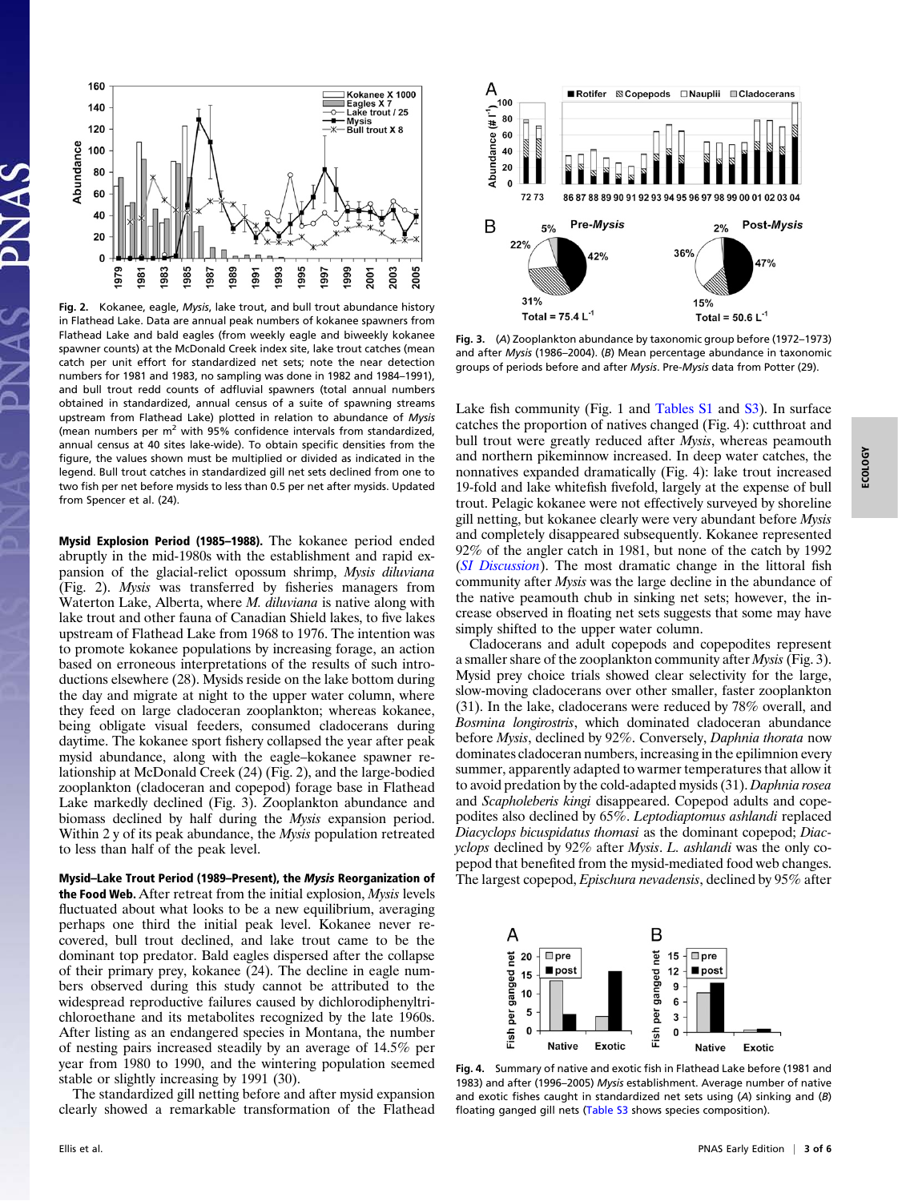**Fig. 2.** Kokanee, eagle, *Mysis*, lake trout, and bull trout abundance history in Flathead Lake. Data are annual peak numbers of kokanee spawners from Flathead Lake and bald eagles (from weekly eagle and biweekly kokanee spawner counts) at the McDonald Creek index site, lake trout catches (mean catch per unit effort for standardized net sets; note the near detection numbers for 1981 and 1983, no sampling was done in 1982 and 1984–1991), and bull trout redd counts of adfluvial spawners (total annual numbers obtained in standardized, annual census of a suite of spawning streams upstream from Flathead Lake) plotted in relation to abundance of *Mysis* (mean numbers per $m^2$ with 95% confidence intervals from standardized, annual census at 40 sites lake-wide). To obtain specific densities from the figure, the values shown must be multiplied or divided as indicated in the legend. Bull trout catches in standardized gill net sets declined from one to two fish per net before mysids to less than 0.5 per net after mysids. Updated from Spencer et al. (24).

**Mysid Explosion Period (1985–1988).** The kokanee period ended abruptly in the mid-1980s with the establishment and rapid expansion of the glacial-relict opossum shrimp, *Mysis diluviana* (Fig. 2). *Mysis* was transferred by fisheries managers from Waterton Lake, Alberta, where *M. diluviana* is native along with lake trout and other fauna of Canadian Shield lakes, to five lakes upstream of Flathead Lake from 1968 to 1976. The intention was to promote kokanee populations by increasing forage, an action based on erroneous interpretations of the results of such introductions elsewhere (28). Mysids reside on the lake bottom during the day and migrate at night to the upper water column, where they feed on large cladoceran zooplankton; whereas kokanee, being obligate visual feeders, consumed cladocerans during daytime. The kokanee sport fishery collapsed the year after peak mysid abundance, along with the eagle–kokanee spawner relationship at McDonald Creek (24) (Fig. 2), and the large-bodied zooplankton (cladoceran and copepod) forage base in Flathead Lake markedly declined (Fig. 3). Zooplankton abundance and biomass declined by half during the *Mysis* expansion period. Within 2 y of its peak abundance, the *Mysis* population retreated to less than half of the peak level.

**Mysid–Lake Trout Period (1989–Present), the *Mysis* Reorganization of the Food Web.** After retreat from the initial explosion, *Mysis* levels fluctuated about what looks to be a new equilibrium, averaging perhaps one third the initial peak level. Kokanee never recovered, bull trout declined, and lake trout came to be the dominant top predator. Bald eagles dispersed after the collapse of their primary prey, kokanee (24). The decline in eagle numbers observed during this study cannot be attributed to the widespread reproductive failures caused by dichlorodiphenyltrichloroethane and its metabolites recognized by the late 1960s. After listing as an endangered species in Montana, the number of nesting pairs increased steadily by an average of 14.5% per year from 1980 to 1990, and the wintering population seemed stable or slightly increasing by 1991 (30).

The standardized gill netting before and after mysid expansion clearly showed a remarkable transformation of the Flathead Lake fish community (Fig. 1 and Tables S1 and S3). In surface catches the proportion of natives changed (Fig. 4): cutthroat and bull trout were greatly reduced after *Mysis*, whereas peamouth and northern pikeminnow increased. In deep water catches, the nonnatives expanded dramatically (Fig. 4): lake trout increased 19-fold and lake whitefish fivefold, largely at the expense of bull trout. Pelagic kokanee were not effectively surveyed by shoreline gill netting, but kokanee clearly were very abundant before *Mysis* and completely disappeared subsequently. Kokanee represented 92% of the angler catch in 1981, but none of the catch by 1992 (*SI Discussion*). The most dramatic change in the littoral fish community after *Mysis* was the large decline in the abundance of the native peamouth chub in sinking net sets; however, the increase observed in floating net sets suggests that some may have simply shifted to the upper water column.

**Fig. 3.** (*A*) Zooplankton abundance by taxonomic group before (1972–1973) and after *Mysis* (1986–2004). (*B*) Mean percentage abundance in taxonomic groups of periods before and after *Mysis*. Pre-*Mysis* data from Potter (29).

Cladocerans and adult copepods and copepodites represent a smaller share of the zooplankton community after *Mysis* (Fig. 3). Mysid prey choice trials showed clear selectivity for the large, slow-moving cladocerans over other smaller, faster zooplankton (31). In the lake, cladocerans were reduced by 78% overall, and *Bosmina longirostris*, which dominated cladoceran abundance before *Mysis*, declined by 92%. Conversely, *Daphnia thorata* now dominates cladoceran numbers, increasing in the epilimnion every summer, apparently adapted to warmer temperatures that allow it to avoid predation by the cold-adapted mysids (31). *Daphnia rosea* and *Scapholeberis kingi* disappeared. Copepod adults and copepodites also declined by 65%. *Leptodiaptomus ashlandi* replaced *Diacyclops bicuspidatus thomasi* as the dominant copepod; *Diacyclops* declined by 92% after *Mysis*. *L. ashlandi* was the only copepod that benefited from the mysid-mediated food web changes. The largest copepod, *Epischura nevadensis*, declined by 95% after

**Fig. 4.** Summary of native and exotic fish in Flathead Lake before (1981 and 1983) and after (1996–2005) *Mysis* establishment. Average number of native and exotic fishes caught in standardized net sets using (*A*) sinking and (*B*) floating ganged gill nets (Table S3 shows species composition).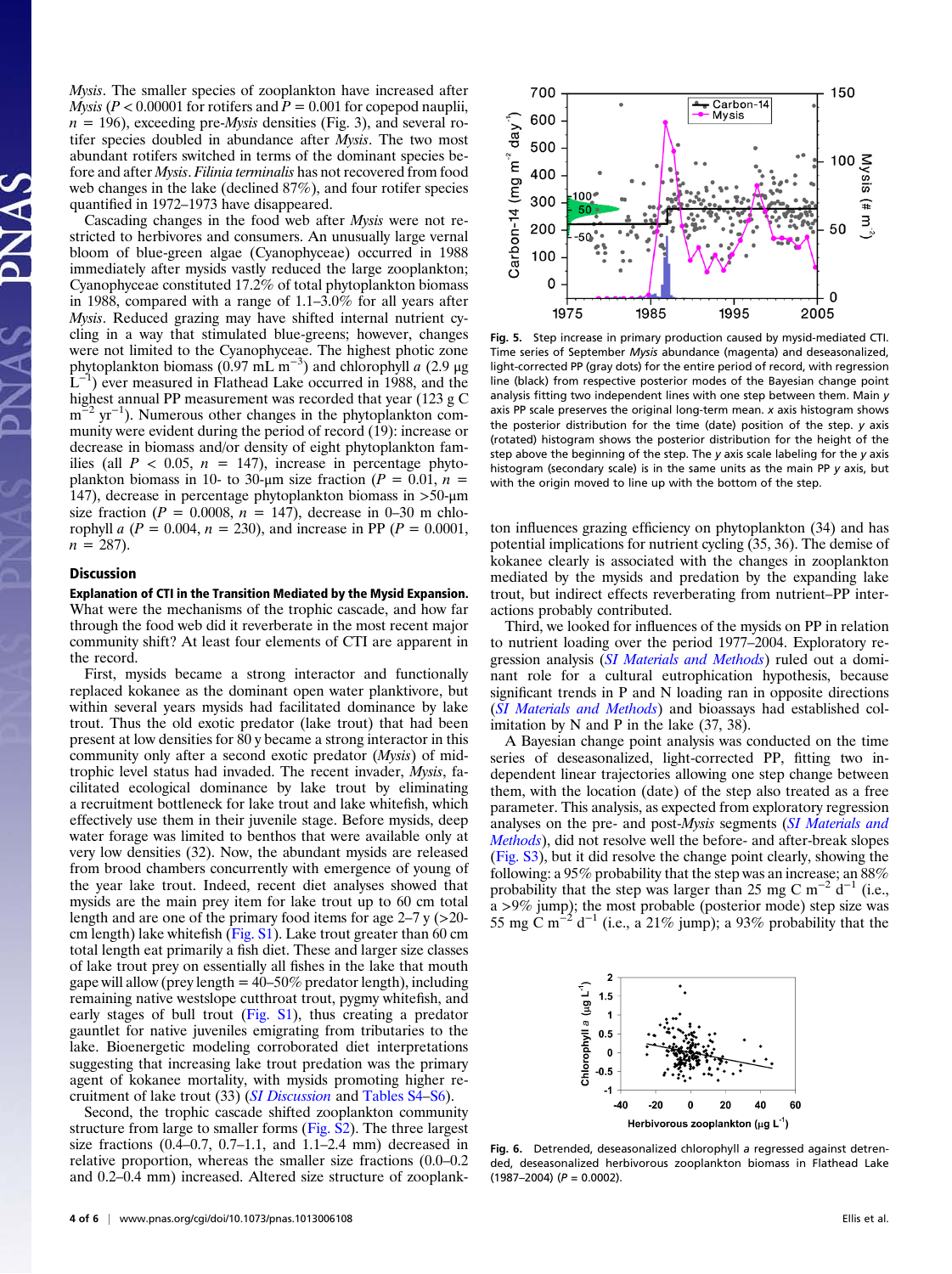*Mysis*. The smaller species of zooplankton have increased after *Mysis* ($P < 0.00001$ for rotifers and $P = 0.001$ for copepod nauplii, $n = 196$), exceeding pre-*Mysis* densities (Fig. 3), and several rotifer species doubled in abundance after *Mysis*. The two most abundant rotifers switched in terms of the dominant species before and after *Mysis*. *Filinia terminalis* has not recovered from food web changes in the lake (declined 87%), and four rotifer species quantified in 1972–1973 have disappeared.

Cascading changes in the food web after *Mysis* were not restricted to herbivores and consumers. An unusually large vernal bloom of blue-green algae (Cyanophyceae) occurred in 1988 immediately after mysids vastly reduced the large zooplankton; Cyanophyceae constituted 17.2% of total phytoplankton biomass in 1988, compared with a range of 1.1–3.0% for all years after *Mysis*. Reduced grazing may have shifted internal nutrient cycling in a way that stimulated blue-greens; however, changes were not limited to the Cyanophyceae. The highest photic zone phytoplankton biomass (0.97 mL $m^{-3}$) and chlorophyll *a* (2.9 μg $L^{-1}$) ever measured in Flathead Lake occurred in 1988, and the highest annual PP measurement was recorded that year (123 g C $m^{-2}$ $yr^{-1}$). Numerous other changes in the phytoplankton community were evident during the period of record (19): increase or decrease in biomass and/or density of eight phytoplankton families (all $P < 0.05$, $n = 147$), increase in percentage phytoplankton biomass in 10- to 30-μm size fraction ($P = 0.01$, $n = 147$), decrease in percentage phytoplankton biomass in >50-μm size fraction ($P = 0.0008$, $n = 147$), decrease in 0–30 m chlorophyll *a* ($P = 0.004$, $n = 230$), and increase in PP ($P = 0.0001$, $n = 287$).

## Discussion

**Explanation of CTI in the Transition Mediated by the Mysid Expansion.** What were the mechanisms of the trophic cascade, and how far through the food web did it reverberate in the most recent major community shift? At least four elements of CTI are apparent in the record.

First, mysids became a strong interactor and functionally replaced kokanee as the dominant open water planktivore, but within several years mysids had facilitated dominance by lake trout. Thus the old exotic predator (lake trout) that had been present at low densities for 80 y became a strong interactor in this community only after a second exotic predator (*Mysis*) of mid-trophic level status had invaded. The recent invader, *Mysis*, facilitated ecological dominance by lake trout by eliminating a recruitment bottleneck for lake trout and lake whitefish, which effectively use them in their juvenile stage. Before mysids, deep water forage was limited to benthos that were available only at very low densities (32). Now, the abundant mysids are released from brood chambers concurrently with emergence of young of the year lake trout. Indeed, recent diet analyses showed that mysids are the main prey item for lake trout up to 60 cm total length and are one of the primary food items for age 2–7 y (>20-cm length) lake whitefish (Fig. S1). Lake trout greater than 60 cm total length eat primarily a fish diet. These and larger size classes of lake trout prey on essentially all fishes in the lake that mouth gape will allow (prey length = 40–50% predator length), including remaining native westslope cutthroat trout, pygmy whitefish, and early stages of bull trout (Fig. S1), thus creating a predator gauntlet for native juveniles emigrating from tributaries to the lake. Bioenergetic modeling corroborated diet interpretations suggesting that increasing lake trout predation was the primary agent of kokanee mortality, with mysids promoting higher recruitment of lake trout (33) (*SI Discussion* and Tables S4–S6).

Second, the trophic cascade shifted zooplankton community structure from large to smaller forms (Fig. S2). The three largest size fractions (0.4–0.7, 0.7–1.1, and 1.1–2.4 mm) decreased in relative proportion, whereas the smaller size fractions (0.0–0.2 and 0.2–0.4 mm) increased. Altered size structure of zooplankton influences grazing efficiency on phytoplankton (34) and has potential implications for nutrient cycling (35, 36). The demise of kokanee clearly is associated with the changes in zooplankton mediated by the mysids and predation by the expanding lake trout, but indirect effects reverberating from nutrient–PP interactions probably contributed.

Third, we looked for influences of the mysids on PP in relation to nutrient loading over the period 1977–2004. Exploratory regression analysis (*SI Materials and Methods*) ruled out a dominant role for a cultural eutrophication hypothesis, because significant trends in P and N loading ran in opposite directions (*SI Materials and Methods*) and bioassays had established colimitation by N and P in the lake (37, 38).

A Bayesian change point analysis was conducted on the time series of deseasonalized, light-corrected PP, fitting two independent linear trajectories allowing one step change between them, with the location (date) of the step also treated as a free parameter. This analysis, as expected from exploratory regression analyses on the pre- and post-*Mysis* segments (*SI Materials and Methods*), did not resolve well the before- and after-break slopes (Fig. S3), but it did resolve the change point clearly, showing the following: a 95% probability that the step was an increase; an 88% probability that the step was larger than 25 mg C $m^{-2}$ $d^{-1}$ (i.e., a >9% jump); the most probable (posterior mode) step size was 55 mg C $m^{-2}$ $d^{-1}$ (i.e., a 21% jump); a 93% probability that the

Fig. 5. Step increase in primary production caused by mysid-mediated CTI. Time series of September *Mysis* abundance (magenta) and deseasonalized, light-corrected PP (gray dots) for the entire period of record, with regression line (black) from respective posterior modes of the Bayesian change point analysis fitting two independent lines with one step between them. Main *y* axis PP scale preserves the original long-term mean. *x* axis histogram shows the posterior distribution for the time (date) position of the step. *y* axis (rotated) histogram shows the posterior distribution for the height of the step above the beginning of the step. The *y* axis scale labeling for the *y* axis histogram (secondary scale) is in the same units as the main PP *y* axis, but with the origin moved to line up with the bottom of the step.

Fig. 6. Detrended, deseasonalized chlorophyll *a* regressed against detrended, deseasonalized herbivorous zooplankton biomass in Flathead Lake (1987–2004) ($P = 0.0002$).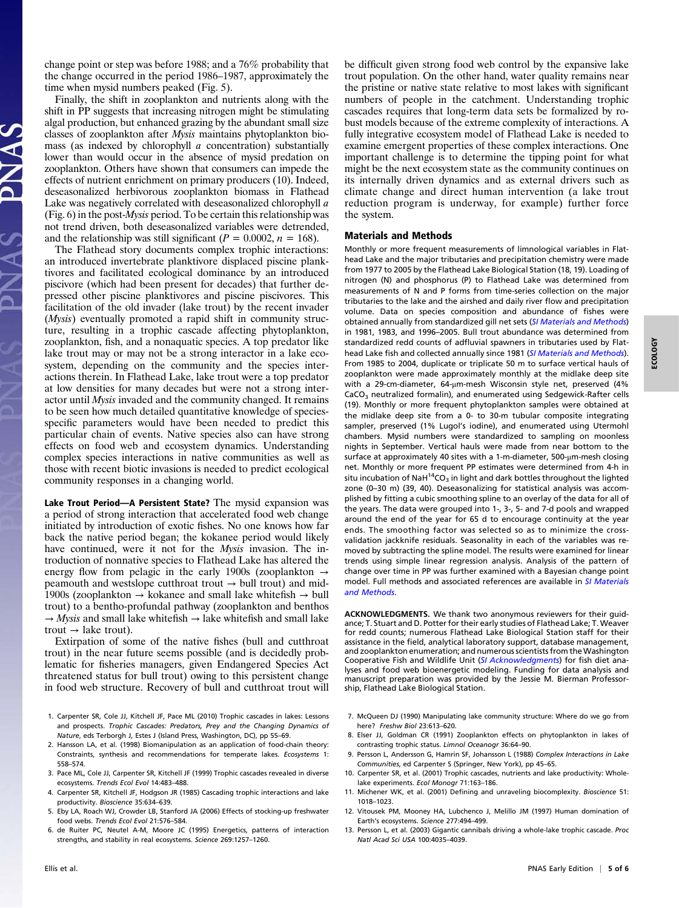change point or step was before 1988; and a 76% probability that the change occurred in the period 1986–1987, approximately the time when mysid numbers peaked (Fig. 5).

Finally, the shift in zooplankton and nutrients along with the shift in PP suggests that increasing nitrogen might be stimulating algal production, but enhanced grazing by the abundant small size classes of zooplankton after *Mysis* maintains phytoplankton biomass (as indexed by chlorophyll *a* concentration) substantially lower than would occur in the absence of mysid predation on zooplankton. Others have shown that consumers can impede the effects of nutrient enrichment on primary producers (10). Indeed, deseasonalized herbivorous zooplankton biomass in Flathead Lake was negatively correlated with deseasonalized chlorophyll *a* (Fig. 6) in the post-*Mysis* period. To be certain this relationship was not trend driven, both deseasonalized variables were detrended, and the relationship was still significant ($P = 0.0002$, $n = 168$).

The Flathead story documents complex trophic interactions: an introduced invertebrate planktivore displaced piscine planktivores and facilitated ecological dominance by an introduced piscivore (which had been present for decades) that further depressed other piscine planktivores and piscine piscivores. This facilitation of the old invader (lake trout) by the recent invader (*Mysis*) eventually promoted a rapid shift in community structure, resulting in a trophic cascade affecting phytoplankton, zooplankton, fish, and a nonaquatic species. A top predator like lake trout may or may not be a strong interactor in a lake ecosystem, depending on the community and the species interactions therein. In Flathead Lake, lake trout were a top predator at low densities for many decades but were not a strong interactor until *Mysis* invaded and the community changed. It remains to be seen how much detailed quantitative knowledge of species-specific parameters would have been needed to predict this particular chain of events. Native species also can have strong effects on food web and ecosystem dynamics. Understanding complex species interactions in native communities as well as those with recent biotic invasions is needed to predict ecological community responses in a changing world.

**Lake Trout Period—A Persistent State?** The mysid expansion was a period of strong interaction that accelerated food web change initiated by introduction of exotic fishes. No one knows how far back the native period began; the kokanee period would likely have continued, were it not for the *Mysis* invasion. The introduction of nonnative species to Flathead Lake has altered the energy flow from pelagic in the early 1900s (zooplankton → peamouth and westslope cutthroat trout → bull trout) and mid-1900s (zooplankton → kokanee and small lake whitefish → bull trout) to a bentho-profundal pathway (zooplankton and benthos → *Mysis* and small lake whitefish → lake whitefish and small lake trout → lake trout).

Extirpation of some of the native fishes (bull and cutthroat trout) in the near future seems possible (and is decidedly problematic for fisheries managers, given Endangered Species Act threatened status for bull trout) owing to this persistent change in food web structure. Recovery of bull and cutthroat trout will be difficult given strong food web control by the expansive lake trout population. On the other hand, water quality remains near the pristine or native state relative to most lakes with significant numbers of people in the catchment. Understanding trophic cascades requires that long-term data sets be formalized by robust models because of the extreme complexity of interactions. A fully integrative ecosystem model of Flathead Lake is needed to examine emergent properties of these complex interactions. One important challenge is to determine the tipping point for what might be the next ecosystem state as the community continues on its internally driven dynamics and as external drivers such as climate change and direct human intervention (a lake trout reduction program is underway, for example) further force the system.

## Materials and Methods

Monthly or more frequent measurements of limnological variables in Flathead Lake and the major tributaries and precipitation chemistry were made from 1977 to 2005 by the Flathead Lake Biological Station (18, 19). Loading of nitrogen (N) and phosphorus (P) to Flathead Lake was determined from measurements of N and P forms from time-series collection on the major tributaries to the lake and the airshed and daily river flow and precipitation volume. Data on species composition and abundance of fishes were obtained annually from standardized gill net sets (*SI Materials and Methods*) in 1981, 1983, and 1996–2005. Bull trout abundance was determined from standardized redd counts of adfluvial spawners in tributaries used by Flathead Lake fish and collected annually since 1981 (*SI Materials and Methods*). From 1985 to 2004, duplicate or triplicate 50 m to surface vertical hauls of zooplankton were made approximately monthly at the midlake deep site with a 29-cm-diameter, 64-μm-mesh Wisconsin style net, preserved (4% $CaCO_3$ neutralized formalin), and enumerated using Sedgewick-Rafter cells (19). Monthly or more frequent phytoplankton samples were obtained at the midlake deep site from a 0- to 30-m tubular composite integrating sampler, preserved (1% Lugol's iodine), and enumerated using Utermohl chambers. Mysid numbers were standardized to sampling on moonless nights in September. Vertical hauls were made from near bottom to the surface at approximately 40 sites with a 1-m-diameter, 500-μm-mesh closing net. Monthly or more frequent PP estimates were determined from 4-h in situ incubation of $NaH^{14}CO_3$ in light and dark bottles throughout the lighted zone (0–30 m) (39, 40). Deseasonalizing for statistical analysis was accomplished by fitting a cubic smoothing spline to an overlay of the data for all of the years. The data were grouped into 1-, 3-, 5- and 7-d pools and wrapped around the end of the year for 65 d to encourage continuity at the year ends. The smoothing factor was selected so as to minimize the cross-validation jackknife residuals. Seasonality in each of the variables was removed by subtracting the spline model. The results were examined for linear trends using simple linear regression analysis. Analysis of the pattern of change over time in PP was further examined with a Bayesian change point model. Full methods and associated references are available in *SI Materials and Methods*.

**ACKNOWLEDGMENTS.** We thank two anonymous reviewers for their guidance; T. Stuart and D. Potter for their early studies of Flathead Lake; T. Weaver for redd counts; numerous Flathead Lake Biological Station staff for their assistance in the field, analytical laboratory support, database management, and zooplankton enumeration; and numerous scientists from the Washington Cooperative Fish and Wildlife Unit (*SI Acknowledgments*) for fish diet analyses and food web bioenergetic modeling. Funding for data analysis and manuscript preparation was provided by the Jessie M. Bierman Professorship, Flathead Lake Biological Station.

1. Carpenter SR, Cole JJ, Kitchell JF, Pace ML (2010) Trophic cascades in lakes: Lessons and prospects. *Trophic Cascades: Predators, Prey and the Changing Dynamics of Nature*, eds Terborgh J, Estes J (Island Press, Washington, DC), pp 55–69.
2. Hansson LA, et al. (1998) Biomanipulation as an application of food-chain theory: Constraints, synthesis and recommendations for temperate lakes. *Ecosystems* 1: 558–574.
3. Pace ML, Cole JJ, Carpenter SR, Kitchell JF (1999) Trophic cascades revealed in diverse ecosystems. *Trends Ecol Evol* 14:483–488.
4. Carpenter SR, Kitchell JF, Hodgson JR (1985) Cascading trophic interactions and lake productivity. *Bioscience* 35:634–639.
5. Eby LA, Roach WJ, Crowder LB, Stanford JA (2006) Effects of stocking-up freshwater food webs. *Trends Ecol Evol* 21:576–584.
6. de Ruiter PC, Neutel A-M, Moore JC (1995) Energetics, patterns of interaction strengths, and stability in real ecosystems. *Science* 269:1257–1260.
7. McQueen DJ (1990) Manipulating lake community structure: Where do we go from here? *Freshw Biol* 23:613–620.
8. Elser JJ, Goldman CR (1991) Zooplankton effects on phytoplankton in lakes of contrasting trophic status. *Limnol Oceanogr* 36:64–90.
9. Persson L, Andersson G, Hamrin SF, Johansson L (1988) *Complex Interactions in Lake Communities*, ed Carpenter S (Springer, New York), pp 45–65.
10. Carpenter SR, et al. (2001) Trophic cascades, nutrients and lake productivity: Whole-lake experiments. *Ecol Monogr* 71:163–186.
11. Michener WK, et al. (2001) Defining and unraveling biocomplexity. *Bioscience* 51: 1018–1023.
12. Vitousek PM, Mooney HA, Lubchenco J, Melillo JM (1997) Human domination of Earth's ecosystems. *Science* 277:494–499.
13. Persson L, et al. (2003) Gigantic cannibals driving a whole-lake trophic cascade. *Proc Natl Acad Sci USA* 100:4035–4039.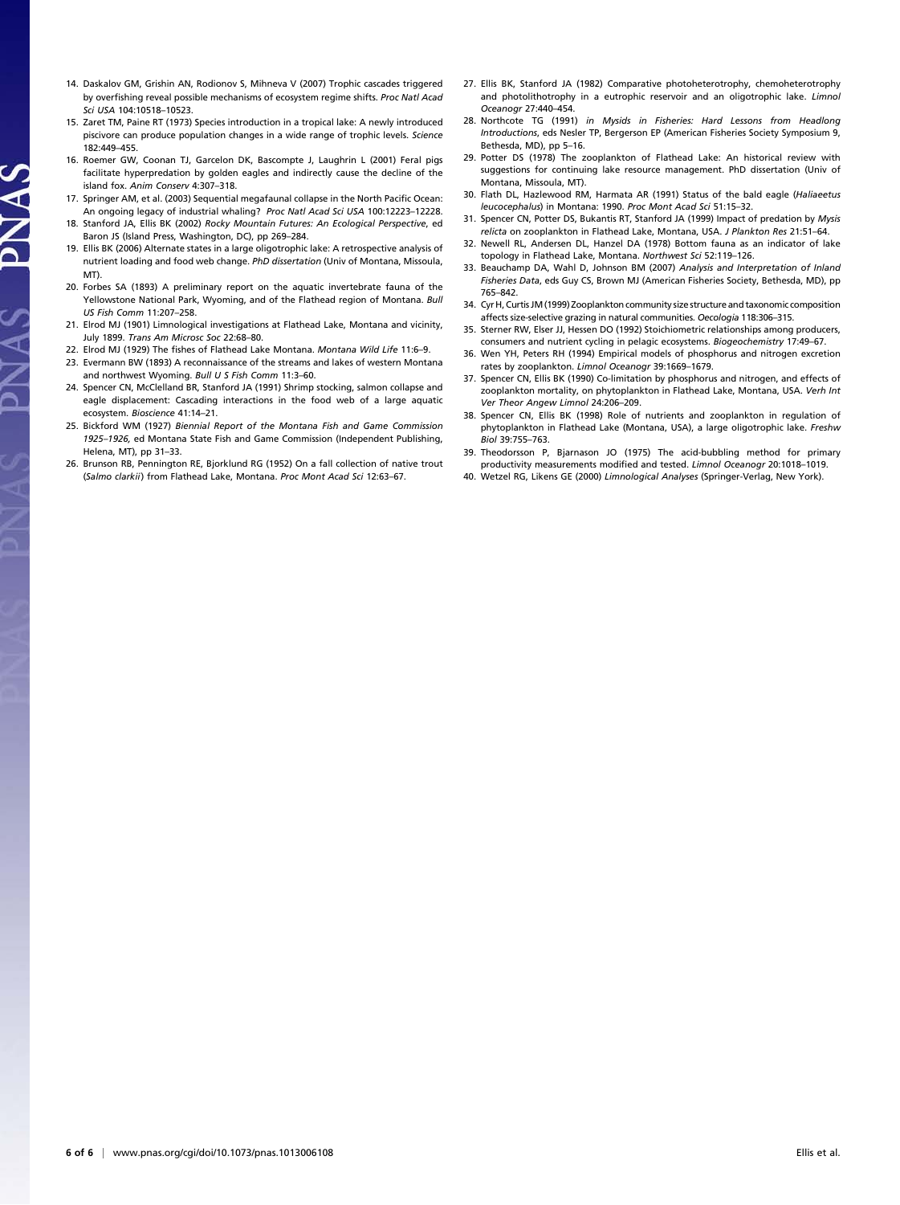14. Daskalov GM, Grishin AN, Rodionov S, Mihneva V (2007) Trophic cascades triggered by overfishing reveal possible mechanisms of ecosystem regime shifts. *Proc Natl Acad Sci USA* 104:10518–10523.
15. Zaret TM, Paine RT (1973) Species introduction in a tropical lake: A newly introduced piscivore can produce population changes in a wide range of trophic levels. *Science* 182:449–455.
16. Roemer GW, Coonan TJ, Garcelon DK, Bascompte J, Laughrin L (2001) Feral pigs facilitate hyperpredation by golden eagles and indirectly cause the decline of the island fox. *Anim Conserv* 4:307–318.
17. Springer AM, et al. (2003) Sequential megafaunal collapse in the North Pacific Ocean: An ongoing legacy of industrial whaling? *Proc Natl Acad Sci USA* 100:12223–12228.
18. Stanford JA, Ellis BK (2002) *Rocky Mountain Futures: An Ecological Perspective*, ed Baron JS (Island Press, Washington, DC), pp 269–284.
19. Ellis BK (2006) Alternate states in a large oligotrophic lake: A retrospective analysis of nutrient loading and food web change. *PhD dissertation* (Univ of Montana, Missoula, MT).
20. Forbes SA (1893) A preliminary report on the aquatic invertebrate fauna of the Yellowstone National Park, Wyoming, and of the Flathead region of Montana. *Bull US Fish Comm* 11:207–258.
21. Elrod MJ (1901) Limnological investigations at Flathead Lake, Montana and vicinity, July 1899. *Trans Am Microsc Soc* 22:68–80.
22. Elrod MJ (1929) The fishes of Flathead Lake Montana. *Montana Wild Life* 11:6–9.
23. Evermann BW (1893) A reconnaissance of the streams and lakes of western Montana and northwest Wyoming. *Bull U S Fish Comm* 11:3–60.
24. Spencer CN, McClelland BR, Stanford JA (1991) Shrimp stocking, salmon collapse and eagle displacement: Cascading interactions in the food web of a large aquatic ecosystem. *Bioscience* 41:14–21.
25. Bickford WM (1927) *Biennial Report of the Montana Fish and Game Commission 1925–1926*, ed Montana State Fish and Game Commission (Independent Publishing, Helena, MT), pp 31–33.
26. Brunson RB, Pennington RE, Bjorklund RG (1952) On a fall collection of native trout (*Salmo clarkii*) from Flathead Lake, Montana. *Proc Mont Acad Sci* 12:63–67.
27. Ellis BK, Stanford JA (1982) Comparative photoheterotrophy, chemoheterotrophy and photolithotrophy in a eutrophic reservoir and an oligotrophic lake. *Limnol Oceanogr* 27:440–454.
28. Northcote TG (1991) *in Mysids in Fisheries: Hard Lessons from Headlong Introductions*, eds Nesler TP, Bergerson EP (American Fisheries Society Symposium 9, Bethesda, MD), pp 5–16.
29. Potter DS (1978) The zooplankton of Flathead Lake: An historical review with suggestions for continuing lake resource management. PhD dissertation (Univ of Montana, Missoula, MT).
30. Flath DL, Hazlewood RM, Harmata AR (1991) Status of the bald eagle (*Haliaeetus leucocephalus*) in Montana: 1990. *Proc Mont Acad Sci* 51:15–32.
31. Spencer CN, Potter DS, Bukantis RT, Stanford JA (1999) Impact of predation by *Mysis relicta* on zooplankton in Flathead Lake, Montana, USA. *J Plankton Res* 21:51–64.
32. Newell RL, Andersen DL, Hanzel DA (1978) Bottom fauna as an indicator of lake topology in Flathead Lake, Montana. *Northwest Sci* 52:119–126.
33. Beauchamp DA, Wahl D, Johnson BM (2007) *Analysis and Interpretation of Inland Fisheries Data*, eds Guy CS, Brown MJ (American Fisheries Society, Bethesda, MD), pp 765–842.
34. Cyr H, Curtis JM (1999) Zooplankton community size structure and taxonomic composition affects size-selective grazing in natural communities. *Oecologia* 118:306–315.
35. Sterner RW, Elser JJ, Hessen DO (1992) Stoichiometric relationships among producers, consumers and nutrient cycling in pelagic ecosystems. *Biogeochemistry* 17:49–67.
36. Wen YH, Peters RH (1994) Empirical models of phosphorus and nitrogen excretion rates by zooplankton. *Limnol Oceanogr* 39:1669–1679.
37. Spencer CN, Ellis BK (1990) Co-limitation by phosphorus and nitrogen, and effects of zooplankton mortality, on phytoplankton in Flathead Lake, Montana, USA. *Verh Int Ver Theor Angew Limnol* 24:206–209.
38. Spencer CN, Ellis BK (1998) Role of nutrients and zooplankton in regulation of phytoplankton in Flathead Lake (Montana, USA), a large oligotrophic lake. *Freshw Biol* 39:755–763.
39. Theodorsson P, Bjarnason JO (1975) The acid-bubbling method for primary productivity measurements modified and tested. *Limnol Oceanogr* 20:1018–1019.
40. Wetzel RG, Likens GE (2000) *Limnological Analyses* (Springer-Verlag, New York).